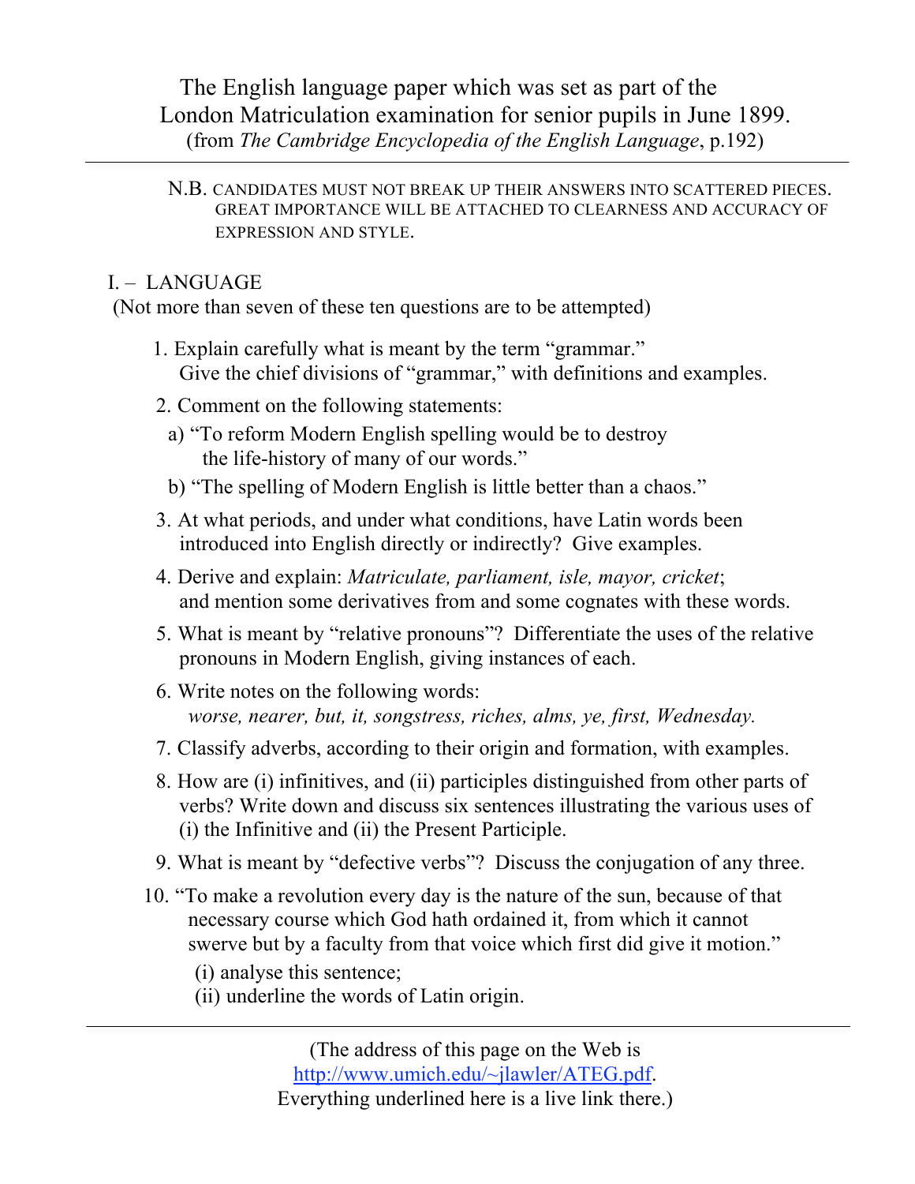# The English language paper which was set as part of the London Matriculation examination for senior pupils in June 1899.

(from *The Cambridge Encyclopedia of the English Language*, p.192)

---

N.B. CANDIDATES MUST NOT BREAK UP THEIR ANSWERS INTO SCATTERED PIECES. GREAT IMPORTANCE WILL BE ATTACHED TO CLEARNESS AND ACCURACY OF EXPRESSION AND STYLE.

## I. – LANGUAGE

(Not more than seven of these ten questions are to be attempted)

1. Explain carefully what is meant by the term "grammar."
   Give the chief divisions of "grammar," with definitions and examples.
2. Comment on the following statements:
   a) "To reform Modern English spelling would be to destroy the life-history of many of our words."
   b) "The spelling of Modern English is little better than a chaos."
3. At what periods, and under what conditions, have Latin words been introduced into English directly or indirectly? Give examples.
4. Derive and explain: *Matriculate, parliament, isle, mayor, cricket*; and mention some derivatives from and some cognates with these words.
5. What is meant by "relative pronouns"? Differentiate the uses of the relative pronouns in Modern English, giving instances of each.
6. Write notes on the following words:
   *worse, nearer, but, it, songstress, riches, alms, ye, first, Wednesday.*
7. Classify adverbs, according to their origin and formation, with examples.
8. How are (i) infinitives, and (ii) participles distinguished from other parts of verbs? Write down and discuss six sentences illustrating the various uses of (i) the Infinitive and (ii) the Present Participle.
9. What is meant by "defective verbs"? Discuss the conjugation of any three.
10. "To make a revolution every day is the nature of the sun, because of that necessary course which God hath ordained it, from which it cannot swerve but by a faculty from that voice which first did give it motion."
    (i) analyse this sentence;
    (ii) underline the words of Latin origin.

---

(The address of this page on the Web is [http://www.umich.edu/~jlawler/ATEG.pdf](http://www.umich.edu/~jlawler/ATEG.pdf).
Everything underlined here is a live link there.)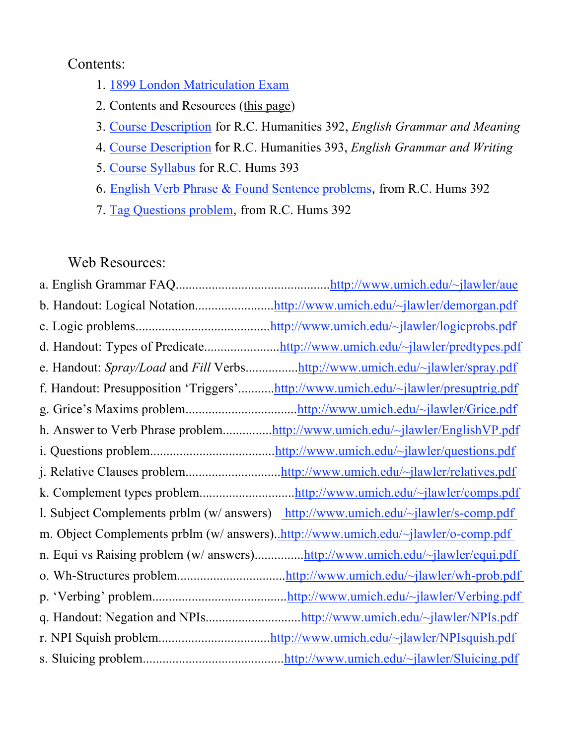Contents:

1. 1899 London Matriculation Exam
2. Contents and Resources (this page)
3. Course Description for R.C. Humanities 392, *English Grammar and Meaning*
4. Course Description for R.C. Humanities 393, *English Grammar and Writing*
5. Course Syllabus for R.C. Hums 393
6. English Verb Phrase & Found Sentence problems, from R.C. Hums 392
7. Tag Questions problem, from R.C. Hums 392

Web Resources:

a. English Grammar FAQ............................................http://www.umich.edu/~jlawler/aue
b. Handout: Logical Notation.......................http://www.umich.edu/~jlawler/demorgan.pdf
c. Logic problems.......................................http://www.umich.edu/~jlawler/logicprobs.pdf
d. Handout: Types of Predicate......................http://www.umich.edu/~jlawler/predtypes.pdf
e. Handout: *Spray/Load* and *Fill* Verbs...............http://www.umich.edu/~jlawler/spray.pdf
f. Handout: Presupposition 'Triggers'..........http://www.umich.edu/~jlawler/presuptrig.pdf
g. Grice's Maxims problem................................http://www.umich.edu/~jlawler/Grice.pdf
h. Answer to Verb Phrase problem..............http://www.umich.edu/~jlawler/EnglishVP.pdf
i. Questions problem....................................http://www.umich.edu/~jlawler/questions.pdf
j. Relative Clauses problem............................http://www.umich.edu/~jlawler/relatives.pdf
k. Complement types problem............................http://www.umich.edu/~jlawler/comps.pdf
l. Subject Complements prblm (w/ answers) http://www.umich.edu/~jlawler/s-comp.pdf
m. Object Complements prblm (w/ answers)..http://www.umich.edu/~jlawler/o-comp.pdf
n. Equi vs Raising problem (w/ answers)..............http://www.umich.edu/~jlawler/equi.pdf
o. Wh-Structures problem................................http://www.umich.edu/~jlawler/wh-prob.pdf
p. 'Verbing' problem........................................http://www.umich.edu/~jlawler/Verbing.pdf
q. Handout: Negation and NPIs............................http://www.umich.edu/~jlawler/NPIs.pdf
r. NPI Squish problem.................................http://www.umich.edu/~jlawler/NPIsquish.pdf
s. Sluicing problem.........................................http://www.umich.edu/~jlawler/Sluicing.pdf